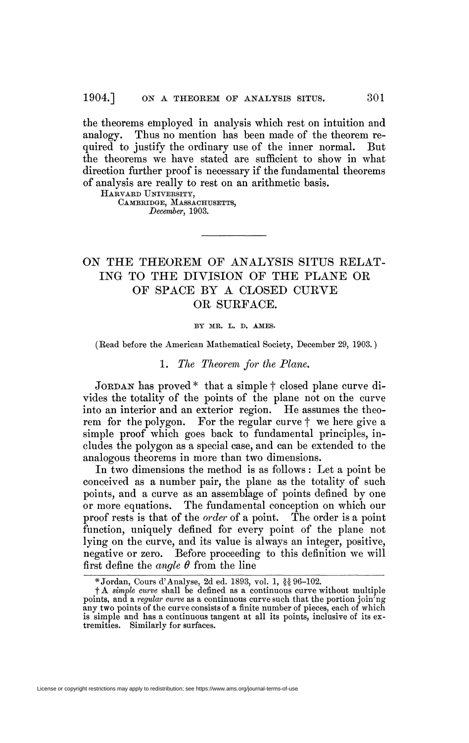the theorems employed in analysis which rest on intuition and analogy. Thus no mention has been made of the theorem required to justify the ordinary use of the inner normal. But the theorems we have stated are sufficient to show in what direction further proof is necessary if the fundamental theorems of analysis are really to rest on an arithmetic basis.

HARVARD UNIVERSITY,
CAMBRIDGE, MASSACHUSETTS,
*December*, 1903.

---

# ON THE THEOREM OF ANALYSIS SITUS RELATING TO THE DIVISION OF THE PLANE OR OF SPACE BY A CLOSED CURVE OR SURFACE.

BY MR. L. D. AMES.

(Read before the American Mathematical Society, December 29, 1903.)

## 1. *The Theorem for the Plane.*

JORDAN has proved * that a simple † closed plane curve divides the totality of the points of the plane not on the curve into an interior and an exterior region. He assumes the theorem for the polygon. For the regular curve † we here give a simple proof which goes back to fundamental principles, includes the polygon as a special case, and can be extended to the analogous theorems in more than two dimensions.

In two dimensions the method is as follows: Let a point be conceived as a number pair, the plane as the totality of such points, and a curve as an assemblage of points defined by one or more equations. The fundamental conception on which our proof rests is that of the *order* of a point. The order is a point function, uniquely defined for every point of the plane not lying on the curve, and its value is always an integer, positive, negative or zero. Before proceeding to this definition we will first define the *angle* $\theta$ from the line

---

\* Jordan, Cours d'Analyse, 2d ed. 1893, vol. 1, §§ 96–102.

† A *simple curve* shall be defined as a continuous curve without multiple points, and a *regular curve* as a continuous curve such that the portion joining any two points of the curve consists of a finite number of pieces, each of which is simple and has a continuous tangent at all its points, inclusive of its extremities. Similarly for surfaces.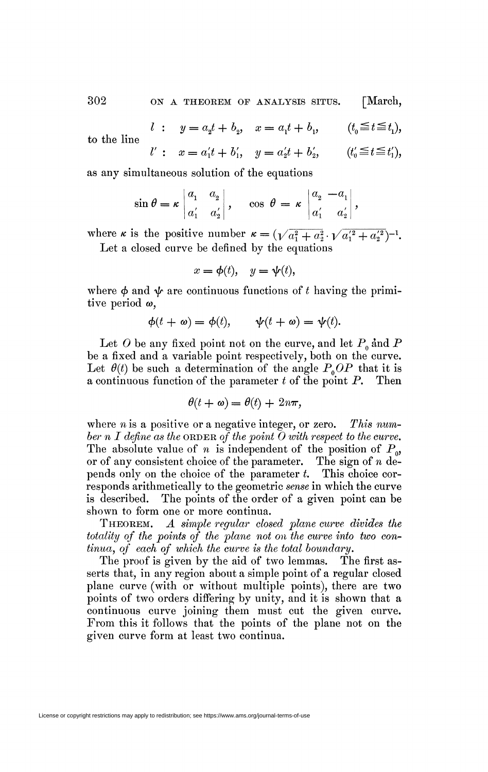$$l: \quad y = a_2 t + b_2, \quad x = a_1 t + b_1, \qquad (t_0 \leqq t \leqq t_1),$$

to the line

$$l': \quad x = a_1' t + b_1', \quad y = a_2' t + b_2', \qquad (t_0' \leqq t \leqq t_1'),$$

as any simultaneous solution of the equations

$$\sin \theta = \kappa \begin{vmatrix} a_1 & a_2 \\ a_1' & a_2' \end{vmatrix}, \qquad \cos \theta = \kappa \begin{vmatrix} a_2 & -a_1 \\ a_1' & a_2' \end{vmatrix},$$

where $\kappa$ is the positive number $\kappa = (\sqrt{a_1^2 + a_2^2} \cdot \sqrt{a_1'^2 + a_2'^2})^{-1}$.

Let a closed curve be defined by the equations

$$x = \phi(t), \quad y = \psi(t),$$

where $\phi$ and $\psi$ are continuous functions of $t$ having the primitive period $\omega$,

$$\phi(t + \omega) = \phi(t), \qquad \psi(t + \omega) = \psi(t).$$

Let $O$ be any fixed point not on the curve, and let $P_0$ and $P$ be a fixed and a variable point respectively, both on the curve. Let $\theta(t)$ be such a determination of the angle $P_0OP$ that it is a continuous function of the parameter $t$ of the point $P$. Then

$$\theta(t + \omega) = \theta(t) + 2n\pi,$$

where $n$ is a positive or a negative integer, or zero. *This number $n$ I define as the* ORDER *of the point $O$ with respect to the curve.* The absolute value of $n$ is independent of the position of $P_0$, or of any consistent choice of the parameter. The sign of $n$ depends only on the choice of the parameter $t$. This choice corresponds arithmetically to the geometric *sense* in which the curve is described. The points of the order of a given point can be shown to form one or more continua.

THEOREM. *A simple regular closed plane curve divides the totality of the points of the plane not on the curve into two continua, of each of which the curve is the total boundary.*

The proof is given by the aid of two lemmas. The first asserts that, in any region about a simple point of a regular closed plane curve (with or without multiple points), there are two points of two orders differing by unity, and it is shown that a continuous curve joining them must cut the given curve. From this it follows that the points of the plane not on the given curve form at least two continua.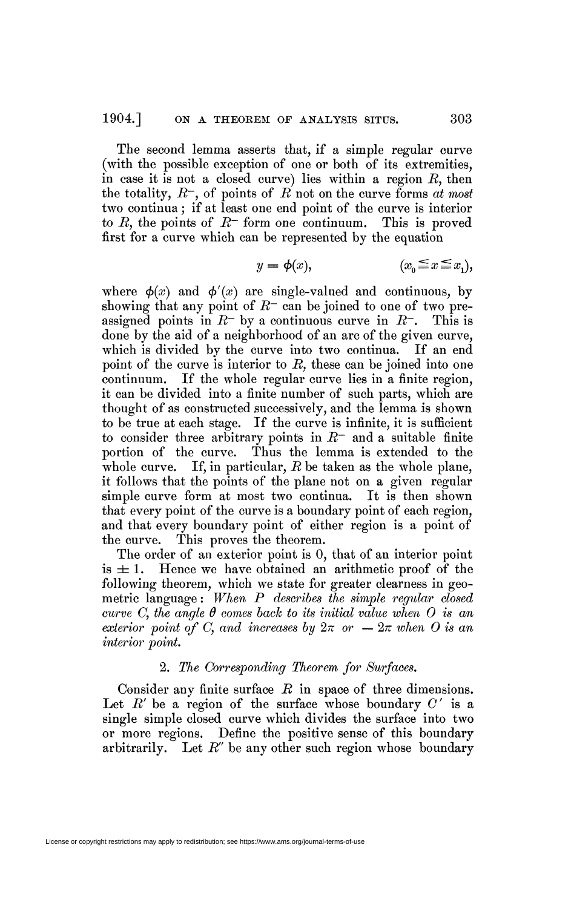The second lemma asserts that, if a simple regular curve (with the possible exception of one or both of its extremities, in case it is not a closed curve) lies within a region $R$, then the totality, $R^-$, of points of $R$ not on the curve forms *at most* two continua; if at least one end point of the curve is interior to $R$, the points of $R^-$ form one continuum. This is proved first for a curve which can be represented by the equation

$$y = \phi(x), \qquad (x_0 \leqq x \leqq x_1),$$

where $\phi(x)$ and $\phi'(x)$ are single-valued and continuous, by showing that any point of $R^-$ can be joined to one of two preassigned points in $R^-$ by a continuous curve in $R^-$. This is done by the aid of a neighborhood of an arc of the given curve, which is divided by the curve into two continua. If an end point of the curve is interior to $R$, these can be joined into one continuum. If the whole regular curve lies in a finite region, it can be divided into a finite number of such parts, which are thought of as constructed successively, and the lemma is shown to be true at each stage. If the curve is infinite, it is sufficient to consider three arbitrary points in $R^-$ and a suitable finite portion of the curve. Thus the lemma is extended to the whole curve. If, in particular, $R$ be taken as the whole plane, it follows that the points of the plane not on a given regular simple curve form at most two continua. It is then shown that every point of the curve is a boundary point of each region, and that every boundary point of either region is a point of the curve. This proves the theorem.

The order of an exterior point is 0, that of an interior point is $\pm 1$. Hence we have obtained an arithmetic proof of the following theorem, which we state for greater clearness in geometric language: *When $P$ describes the simple regular closed curve $C$, the angle $\theta$ comes back to its initial value when $O$ is an exterior point of $C$, and increases by $2\pi$ or $-2\pi$ when $O$ is an interior point.*

## 2. *The Corresponding Theorem for Surfaces.*

Consider any finite surface $R$ in space of three dimensions. Let $R'$ be a region of the surface whose boundary $C'$ is a single simple closed curve which divides the surface into two or more regions. Define the positive sense of this boundary arbitrarily. Let $R''$ be any other such region whose boundary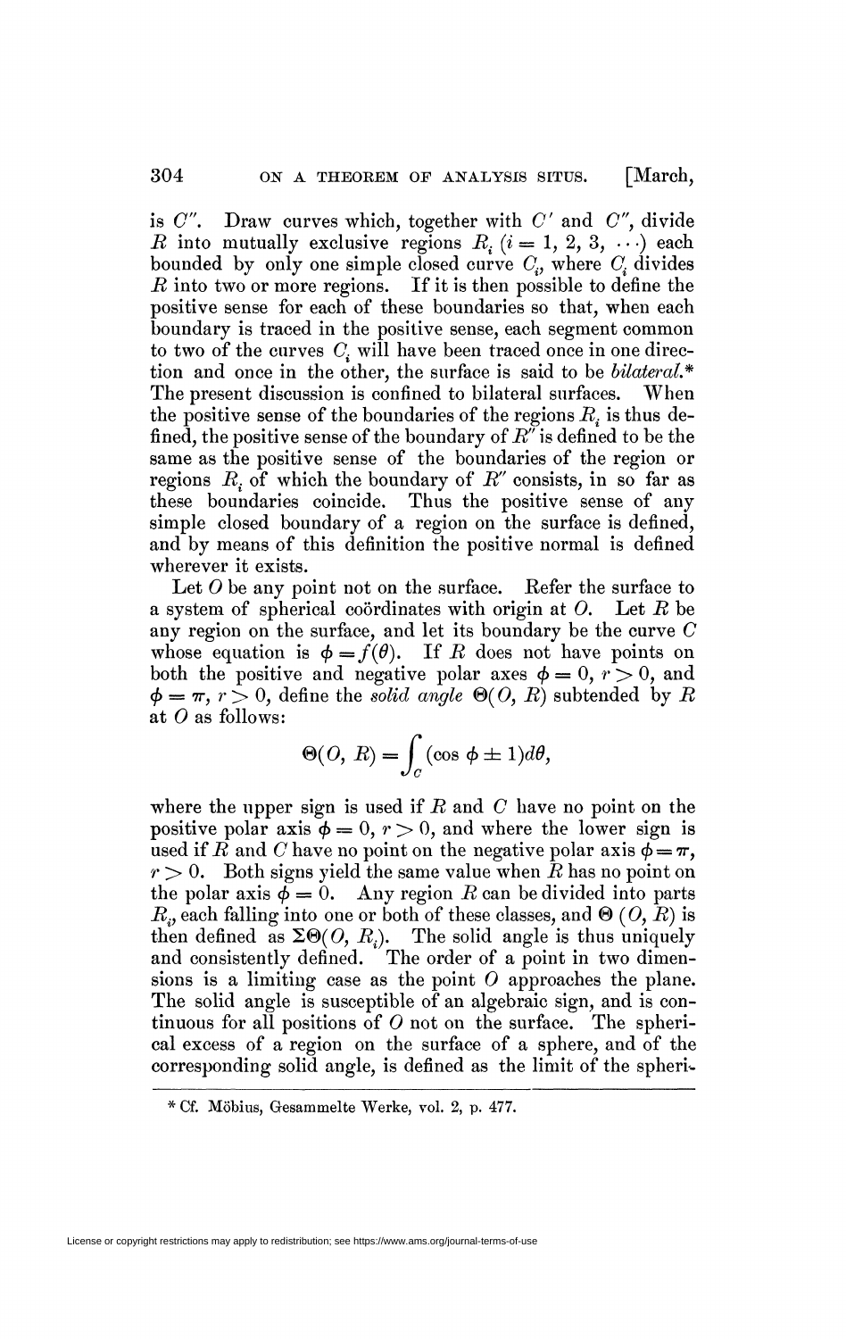is $C''$. Draw curves which, together with $C'$ and $C''$, divide $R$ into mutually exclusive regions $R_i$ ($i = 1, 2, 3, \cdots$) each bounded by only one simple closed curve $C_i$, where $C_i$ divides $R$ into two or more regions. If it is then possible to define the positive sense for each of these boundaries so that, when each boundary is traced in the positive sense, each segment common to two of the curves $C_i$ will have been traced once in one direction and once in the other, the surface is said to be *bilateral*.* The present discussion is confined to bilateral surfaces. When the positive sense of the boundaries of the regions $R_i$ is thus defined, the positive sense of the boundary of $R''$ is defined to be the same as the positive sense of the boundaries of the region or regions $R_i$ of which the boundary of $R''$ consists, in so far as these boundaries coincide. Thus the positive sense of any simple closed boundary of a region on the surface is defined, and by means of this definition the positive normal is defined wherever it exists.

Let $O$ be any point not on the surface. Refer the surface to a system of spherical coördinates with origin at $O$. Let $R$ be any region on the surface, and let its boundary be the curve $C$ whose equation is $\phi = f(\theta)$. If $R$ does not have points on both the positive and negative polar axes $\phi = 0$, $r > 0$, and $\phi = \pi$, $r > 0$, define the *solid angle* $\Theta(O, R)$ subtended by $R$ at $O$ as follows:

$$\Theta(O, R) = \int_C (\cos \phi \pm 1) d\theta,$$

where the upper sign is used if $R$ and $C$ have no point on the positive polar axis $\phi = 0$, $r > 0$, and where the lower sign is used if $R$ and $C$ have no point on the negative polar axis $\phi = \pi$, $r > 0$. Both signs yield the same value when $R$ has no point on the polar axis $\phi = 0$. Any region $R$ can be divided into parts $R_i$, each falling into one or both of these classes, and $\Theta(O, R)$ is then defined as $\Sigma\Theta(O, R_i)$. The solid angle is thus uniquely and consistently defined. The order of a point in two dimensions is a limiting case as the point $O$ approaches the plane. The solid angle is susceptible of an algebraic sign, and is continuous for all positions of $O$ not on the surface. The spherical excess of a region on the surface of a sphere, and of the corresponding solid angle, is defined as the limit of the spheri-

* Cf. Möbius, Gesammelte Werke, vol. 2, p. 477.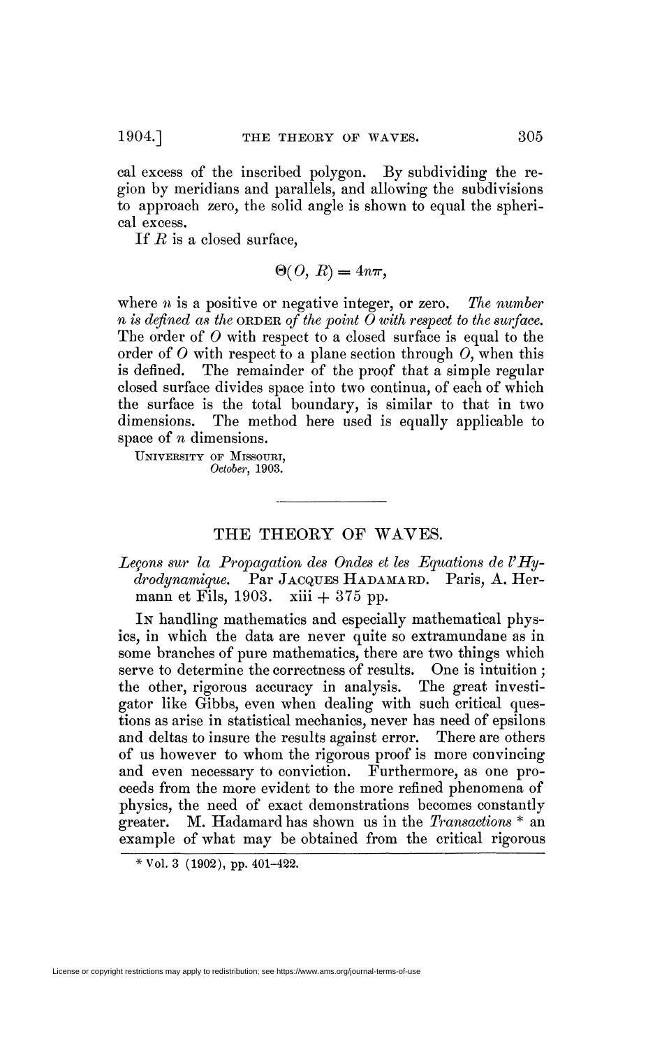cal excess of the inscribed polygon. By subdividing the region by meridians and parallels, and allowing the subdivisions to approach zero, the solid angle is shown to equal the spherical excess.

If $R$ is a closed surface,

$$\Theta(O, R) = 4n\pi,$$

where $n$ is a positive or negative integer, or zero. *The number $n$ is defined as the* ORDER *of the point $O$ with respect to the surface.* The order of $O$ with respect to a closed surface is equal to the order of $O$ with respect to a plane section through $O$, when this is defined. The remainder of the proof that a simple regular closed surface divides space into two continua, of each of which the surface is the total boundary, is similar to that in two dimensions. The method here used is equally applicable to space of $n$ dimensions.

UNIVERSITY OF MISSOURI,
*October*, 1903.

---

## THE THEORY OF WAVES.

*Leçons sur la Propagation des Ondes et les Equations de l'Hydrodynamique.* Par JACQUES HADAMARD. Paris, A. Hermann et Fils, 1903. xiii + 375 pp.

IN handling mathematics and especially mathematical physics, in which the data are never quite so extramundane as in some branches of pure mathematics, there are two things which serve to determine the correctness of results. One is intuition; the other, rigorous accuracy in analysis. The great investigator like Gibbs, even when dealing with such critical questions as arise in statistical mechanics, never has need of epsilons and deltas to insure the results against error. There are others of us however to whom the rigorous proof is more convincing and even necessary to conviction. Furthermore, as one proceeds from the more evident to the more refined phenomena of physics, the need of exact demonstrations becomes constantly greater. M. Hadamard has shown us in the *Transactions* * an example of what may be obtained from the critical rigorous

* Vol. 3 (1902), pp. 401–422.